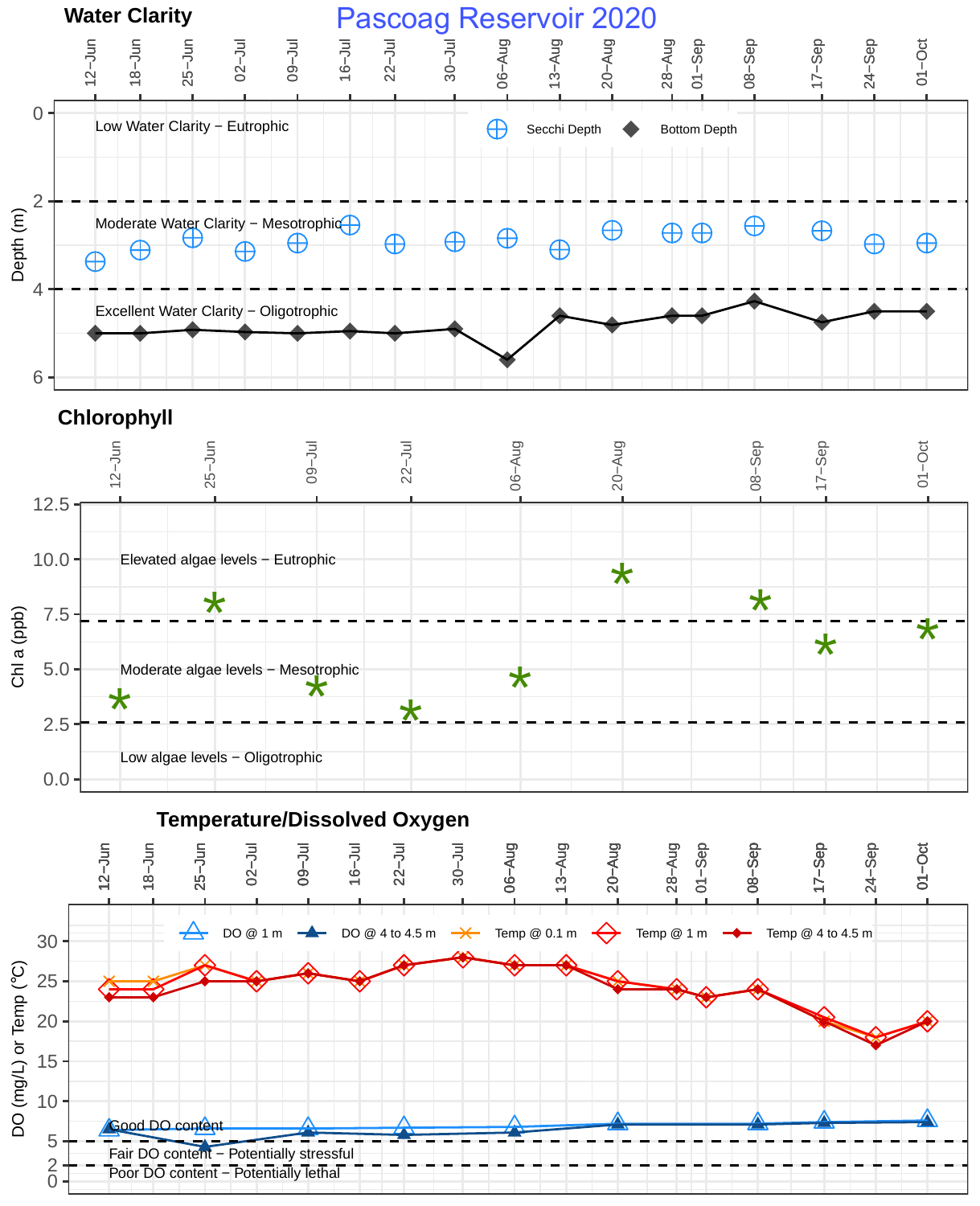# Pascoag Reservoir 2020

## Water Clarity

Secchi Depth | Bottom Depth

Depth (m)

Low Water Clarity − Eutrophic

Moderate Water Clarity − Mesotrophic

Excellent Water Clarity − Oligotrophic

12−Jun, 18−Jun, 25−Jun, 02−Jul, 09−Jul, 16−Jul, 22−Jul, 30−Jul, 06−Aug, 13−Aug, 20−Aug, 28−Aug, 01−Sep, 08−Sep, 17−Sep, 24−Sep, 01−Oct

## Chlorophyll

Chl a (ppb)

Elevated algae levels − Eutrophic

Moderate algae levels − Mesotrophic

Low algae levels − Oligotrophic

12−Jun, 25−Jun, 09−Jul, 22−Jul, 06−Aug, 20−Aug, 08−Sep, 17−Sep, 01−Oct

## Temperature/Dissolved Oxygen

DO @ 1 m | DO @ 4 to 4.5 m | Temp @ 0.1 m | Temp @ 1 m | Temp @ 4 to 4.5 m

DO (mg/L) or Temp (°C)

Good DO content

Fair DO content − Potentially stressful

Poor DO content − Potentially lethal

12−Jun, 18−Jun, 25−Jun, 02−Jul, 09−Jul, 16−Jul, 22−Jul, 30−Jul, 06−Aug, 13−Aug, 20−Aug, 28−Aug, 01−Sep, 08−Sep, 17−Sep, 24−Sep, 01−Oct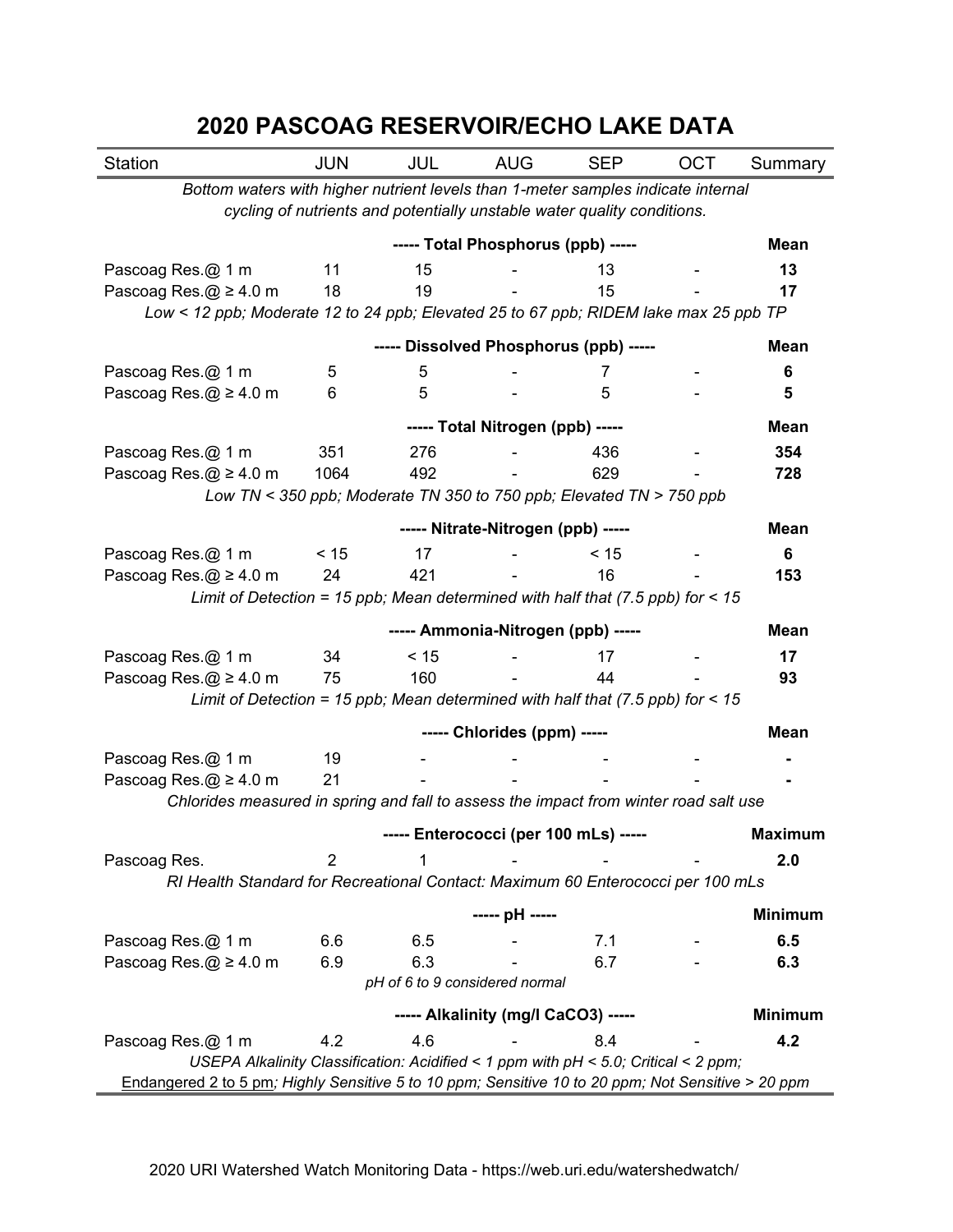# 2020 PASCOAG RESERVOIR/ECHO LAKE DATA

| Station | JUN | JUL | AUG | SEP | OCT | Summary |
|---|---|---|---|---|---|---|
| *Bottom waters with higher nutrient levels than 1-meter samples indicate internal cycling of nutrients and potentially unstable water quality conditions.* | | | | | | |
| **----- Total Phosphorus (ppb) -----** | | | | | | **Mean** |
| Pascoag Res.@ 1 m | 11 | 15 | - | 13 | - | **13** |
| Pascoag Res.@ ≥ 4.0 m | 18 | 19 | - | 15 | - | **17** |
| *Low < 12 ppb; Moderate 12 to 24 ppb; Elevated 25 to 67 ppb; RIDEM lake max 25 ppb TP* | | | | | | |
| **----- Dissolved Phosphorus (ppb) -----** | | | | | | **Mean** |
| Pascoag Res.@ 1 m | 5 | 5 | - | 7 | - | **6** |
| Pascoag Res.@ ≥ 4.0 m | 6 | 5 | - | 5 | - | **5** |
| **----- Total Nitrogen (ppb) -----** | | | | | | **Mean** |
| Pascoag Res.@ 1 m | 351 | 276 | - | 436 | - | **354** |
| Pascoag Res.@ ≥ 4.0 m | 1064 | 492 | - | 629 | - | **728** |
| *Low TN < 350 ppb; Moderate TN 350 to 750 ppb; Elevated TN > 750 ppb* | | | | | | |
| **----- Nitrate-Nitrogen (ppb) -----** | | | | | | **Mean** |
| Pascoag Res.@ 1 m | < 15 | 17 | - | < 15 | - | **6** |
| Pascoag Res.@ ≥ 4.0 m | 24 | 421 | - | 16 | - | **153** |
| *Limit of Detection = 15 ppb; Mean determined with half that (7.5 ppb) for < 15* | | | | | | |
| **----- Ammonia-Nitrogen (ppb) -----** | | | | | | **Mean** |
| Pascoag Res.@ 1 m | 34 | < 15 | - | 17 | - | **17** |
| Pascoag Res.@ ≥ 4.0 m | 75 | 160 | - | 44 | - | **93** |
| *Limit of Detection = 15 ppb; Mean determined with half that (7.5 ppb) for < 15* | | | | | | |
| **----- Chlorides (ppm) -----** | | | | | | **Mean** |
| Pascoag Res.@ 1 m | 19 | - | - | - | - | **-** |
| Pascoag Res.@ ≥ 4.0 m | 21 | - | - | - | - | **-** |
| *Chlorides measured in spring and fall to assess the impact from winter road salt use* | | | | | | |
| **----- Enterococci (per 100 mLs) -----** | | | | | | **Maximum** |
| Pascoag Res. | 2 | 1 | - | - | - | **2.0** |
| *RI Health Standard for Recreational Contact: Maximum 60 Enterococci per 100 mLs* | | | | | | |
| **----- pH -----** | | | | | | **Minimum** |
| Pascoag Res.@ 1 m | 6.6 | 6.5 | - | 7.1 | - | **6.5** |
| Pascoag Res.@ ≥ 4.0 m | 6.9 | 6.3 | - | 6.7 | - | **6.3** |
| *pH of 6 to 9 considered normal* | | | | | | |
| **----- Alkalinity (mg/l CaCO3) -----** | | | | | | **Minimum** |
| Pascoag Res.@ 1 m | 4.2 | 4.6 | - | 8.4 | - | **4.2** |
| *USEPA Alkalinity Classification: Acidified < 1 ppm with pH < 5.0; Critical < 2 ppm; Endangered 2 to 5 pm; Highly Sensitive 5 to 10 ppm; Sensitive 10 to 20 ppm; Not Sensitive > 20 ppm* | | | | | | |

2020 URI Watershed Watch Monitoring Data - https://web.uri.edu/watershedwatch/